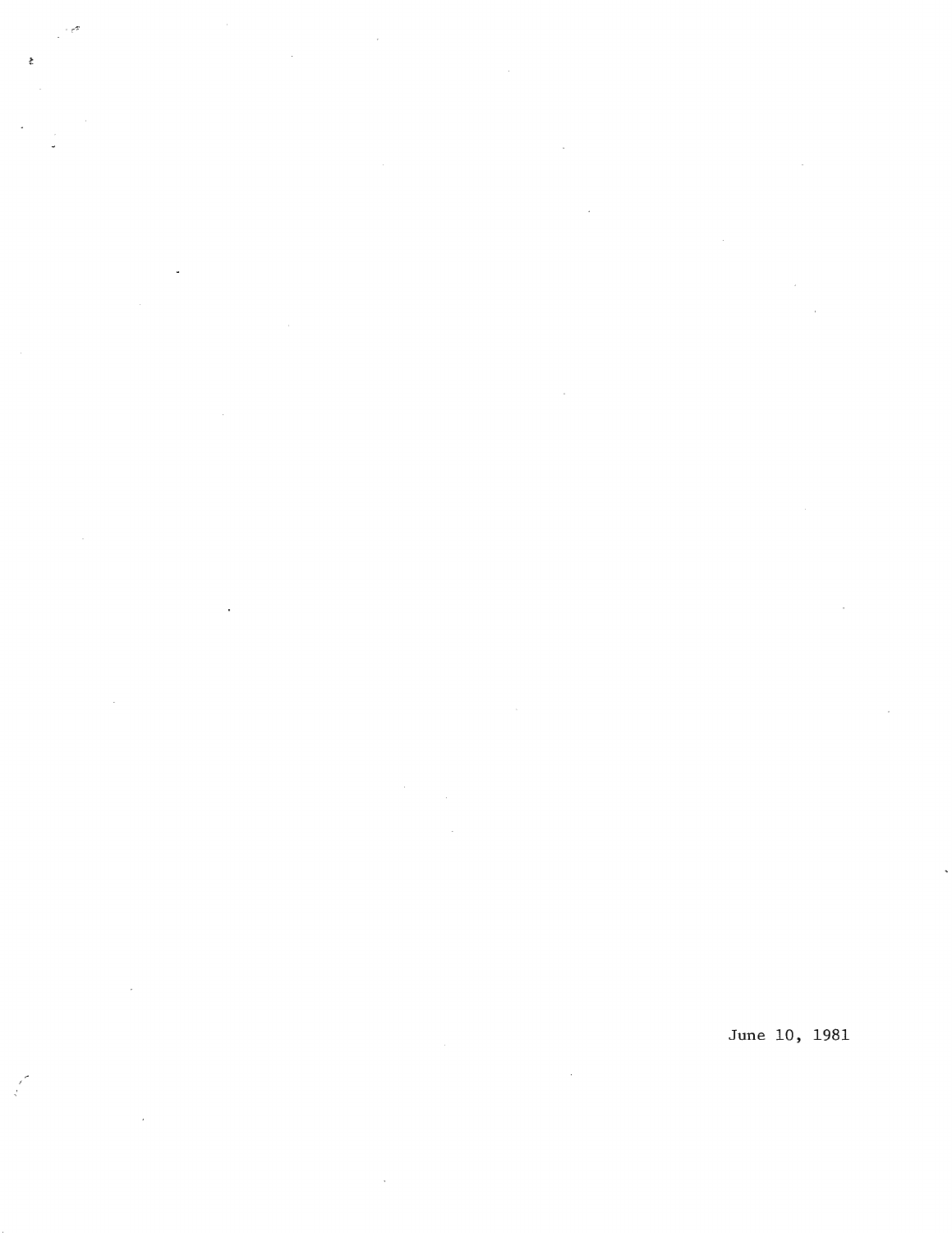June 10, 1981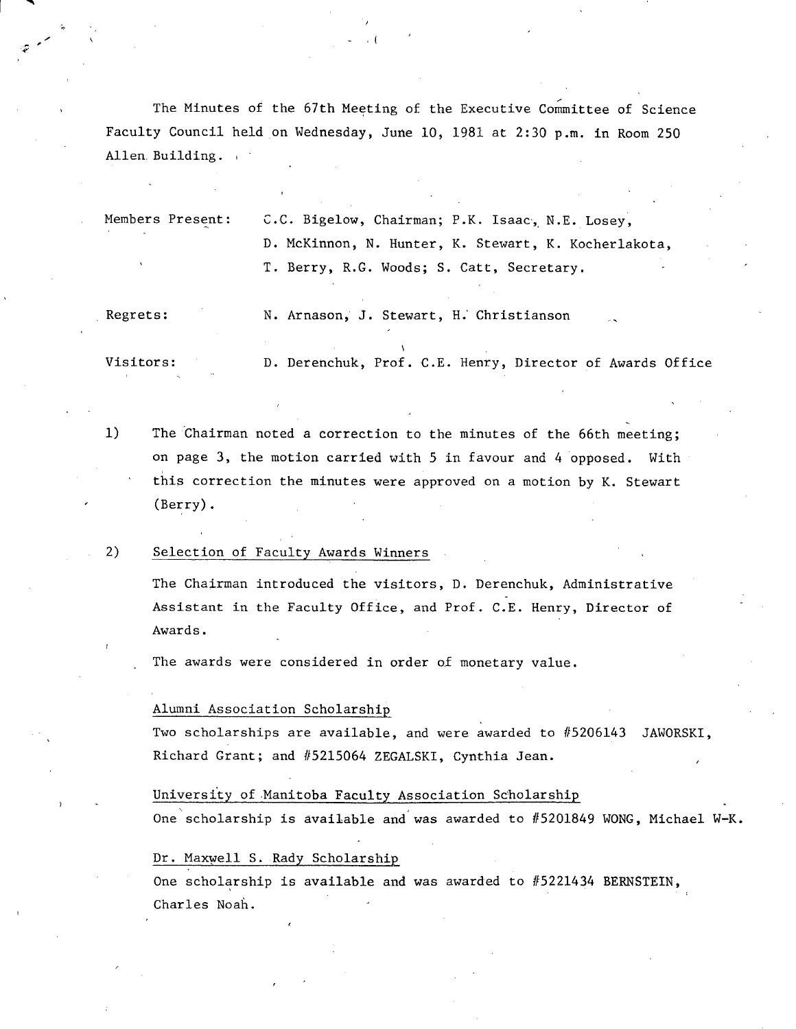The Minutes of the 67th Meeting of the Executive Committee of Science Faculty Council held on Wednesday, June 10, 1981 at 2:30 p.m. in Room 250 Allen Building.

Members Present: C.C. Bigelow, Chairman; P.K. Isaac, N.E. Losey, D. McKinnon, N. Hunter, K. Stewart, K. Kocherlakota, T. Berry, R.G. Woods; S. Catt, Secretary.

Regrets: N. Arnason, J. Stewart, H. Christianson

Visitors: D. Derenchuk, Prof. C.E. Henry, Director of Awards Office

1) The Chairman noted a correction to the minutes of the 66th meeting; on page 3, the motion carried with 5 in favour and 4 opposed. With this correction the minutes were approved on a motion by K. Stewart (Berry).

2) Selection of Faculty Awards Winners

The Chairman introduced the visitors, D. Derenchuk, Administrative Assistant in the Faculty Office, and Prof. C.E. Henry, Director of Awards.

The awards were considered in order of monetary value.

Alumni Association Scholarship
Two scholarships are available, and were awarded to #5206143 JAWORSKI, Richard Grant; and #5215064 ZEGALSKI, Cynthia Jean.

University of Manitoba Faculty Association Scholarship
One scholarship is available and was awarded to #5201849 WONG, Michael W-K.

Dr. Maxwell S. Rady Scholarship
One scholarship is available and was awarded to #5221434 BERNSTEIN, Charles Noah.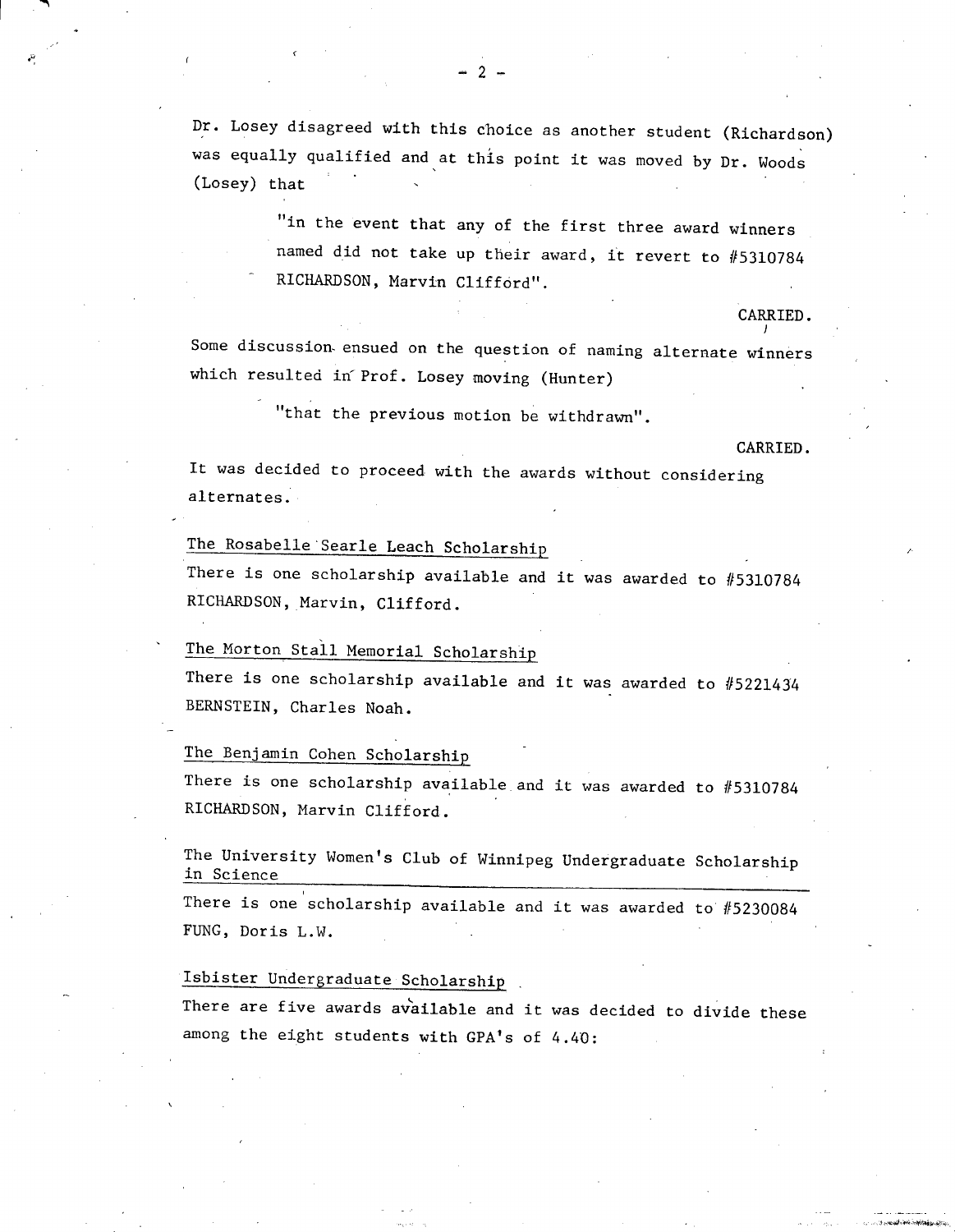Dr. Losey disagreed with this choice as another student (Richardson) was equally qualified and at this point it was moved by Dr. Woods (Losey) that

> "in the event that any of the first three award winners named did not take up their award, it revert to #5310784 RICHARDSON, Marvin Clifford".

CARRIED.

Some discussion ensued on the question of naming alternate winners which resulted in Prof. Losey moving (Hunter)

> "that the previous motion be withdrawn".

CARRIED.

It was decided to proceed with the awards without considering alternates.

The Rosabelle Searle Leach Scholarship

There is one scholarship available and it was awarded to #5310784 RICHARDSON, Marvin, Clifford.

The Morton Stall Memorial Scholarship

There is one scholarship available and it was awarded to #5221434 BERNSTEIN, Charles Noah.

The Benjamin Cohen Scholarship

There is one scholarship available and it was awarded to #5310784 RICHARDSON, Marvin Clifford.

The University Women's Club of Winnipeg Undergraduate Scholarship in Science

There is one scholarship available and it was awarded to #5230084 FUNG, Doris L.W.

Isbister Undergraduate Scholarship

There are five awards available and it was decided to divide these among the eight students with GPA's of 4.40: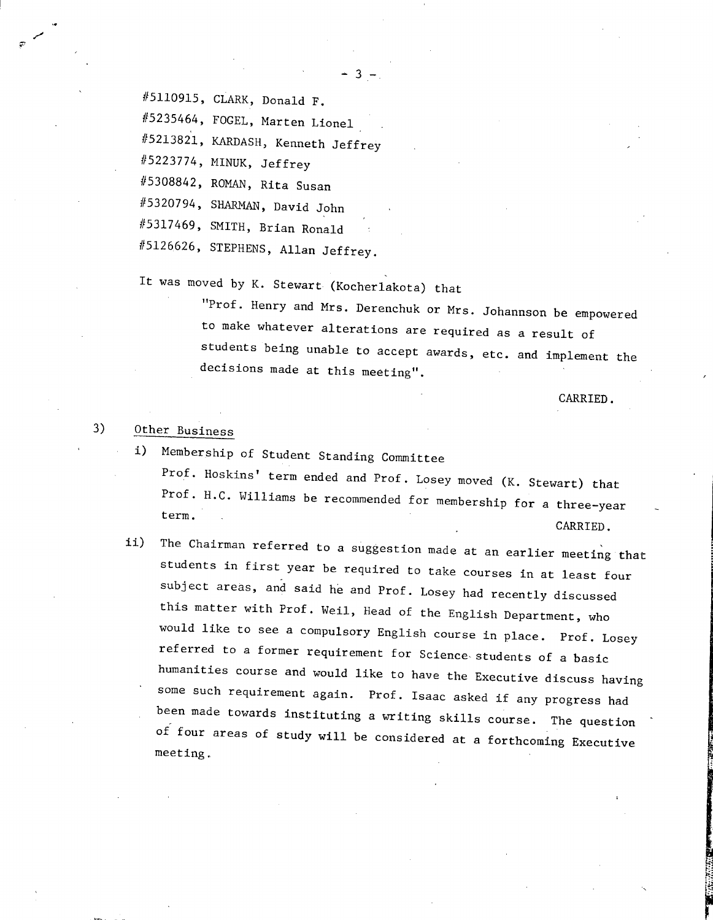#5110915, CLARK, Donald F.

#5235464, FOGEL, Marten Lionel

#5213821, KARDASH, Kenneth Jeffrey

#5223774, MINUK, Jeffrey

#5308842, ROMAN, Rita Susan

#5320794, SHARMAN, David John

#5317469, SMITH, Brian Ronald

#5126626, STEPHENS, Allan Jeffrey.

It was moved by K. Stewart (Kocherlakota) that

> "Prof. Henry and Mrs. Derenchuk or Mrs. Johannson be empowered to make whatever alterations are required as a result of students being unable to accept awards, etc. and implement the decisions made at this meeting".

CARRIED.

3) Other Business

i) Membership of Student Standing Committee
Prof. Hoskins' term ended and Prof. Losey moved (K. Stewart) that Prof. H.C. Williams be recommended for membership for a three-year term.

CARRIED.

ii) The Chairman referred to a suggestion made at an earlier meeting that students in first year be required to take courses in at least four subject areas, and said he and Prof. Losey had recently discussed this matter with Prof. Weil, Head of the English Department, who would like to see a compulsory English course in place. Prof. Losey referred to a former requirement for Science students of a basic humanities course and would like to have the Executive discuss having some such requirement again. Prof. Isaac asked if any progress had been made towards instituting a writing skills course. The question of four areas of study will be considered at a forthcoming Executive meeting.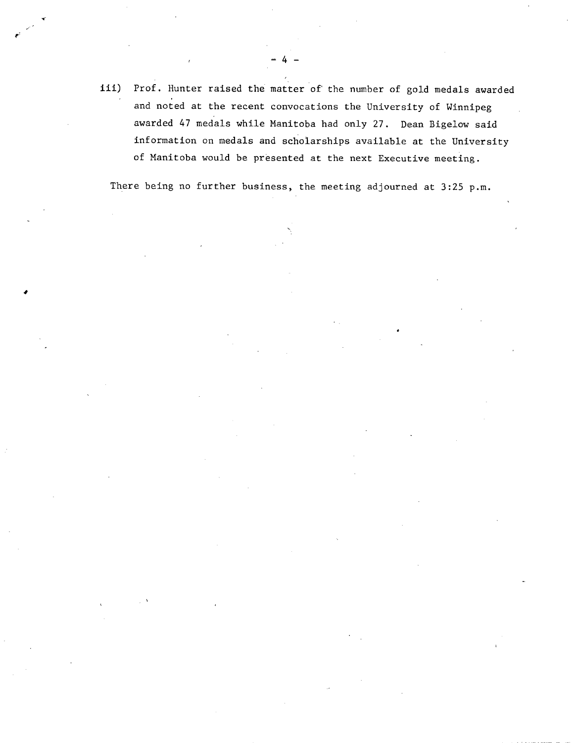iii) Prof. Hunter raised the matter of the number of gold medals awarded and noted at the recent convocations the University of Winnipeg awarded 47 medals while Manitoba had only 27. Dean Bigelow said information on medals and scholarships available at the University of Manitoba would be presented at the next Executive meeting.

There being no further business, the meeting adjourned at 3:25 p.m.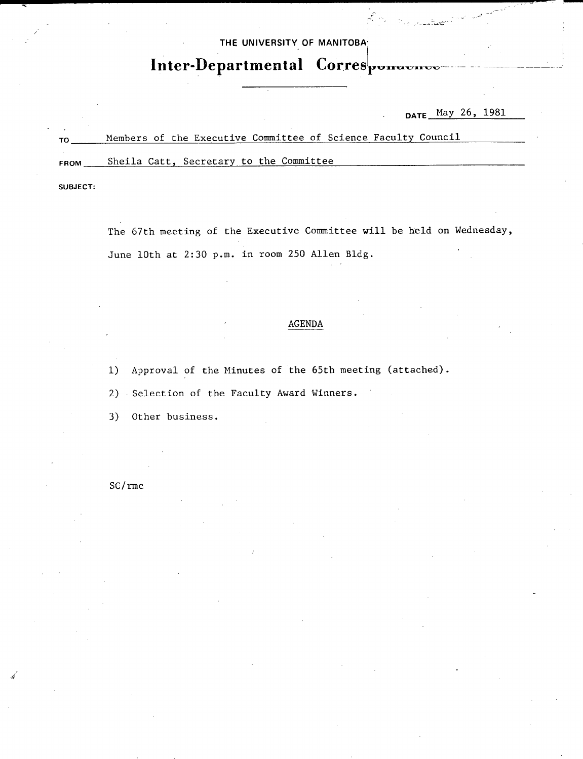THE UNIVERSITY OF MANITOBA

# Inter-Departmental Correspondence

DATE May 26, 1981

TO Members of the Executive Committee of Science Faculty Council

FROM Sheila Catt, Secretary to the Committee

SUBJECT:

The 67th meeting of the Executive Committee will be held on Wednesday, June 10th at 2:30 p.m. in room 250 Allen Bldg.

## AGENDA

1) Approval of the Minutes of the 65th meeting (attached).

2) Selection of the Faculty Award Winners.

3) Other business.

SC/rmc